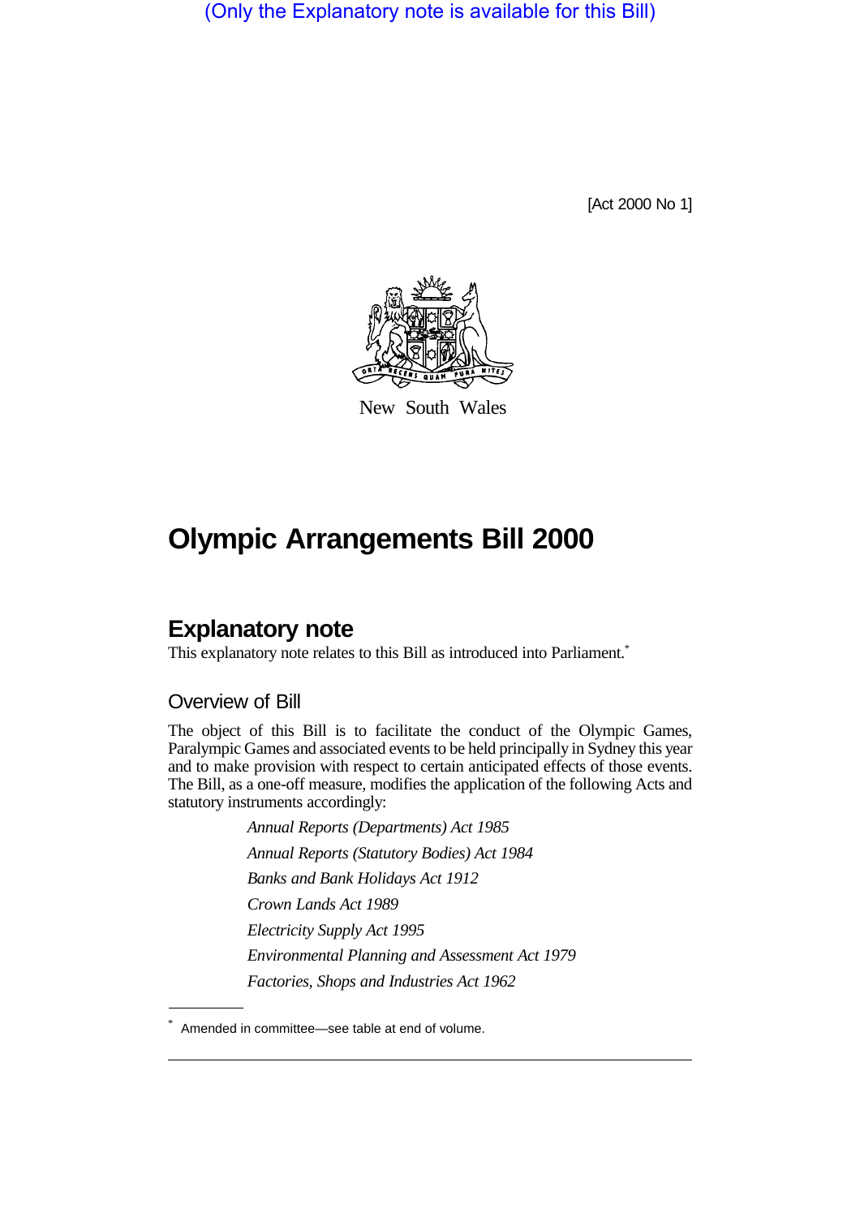(Only the Explanatory note is available for this Bill)

[Act 2000 No 1]

New South Wales

# Olympic Arrangements Bill 2000

## Explanatory note

This explanatory note relates to this Bill as introduced into Parliament.*

### Overview of Bill

The object of this Bill is to facilitate the conduct of the Olympic Games, Paralympic Games and associated events to be held principally in Sydney this year and to make provision with respect to certain anticipated effects of those events. The Bill, as a one-off measure, modifies the application of the following Acts and statutory instruments accordingly:

*Annual Reports (Departments) Act 1985*

*Annual Reports (Statutory Bodies) Act 1984*

*Banks and Bank Holidays Act 1912*

*Crown Lands Act 1989*

*Electricity Supply Act 1995*

*Environmental Planning and Assessment Act 1979*

*Factories, Shops and Industries Act 1962*

* Amended in committee—see table at end of volume.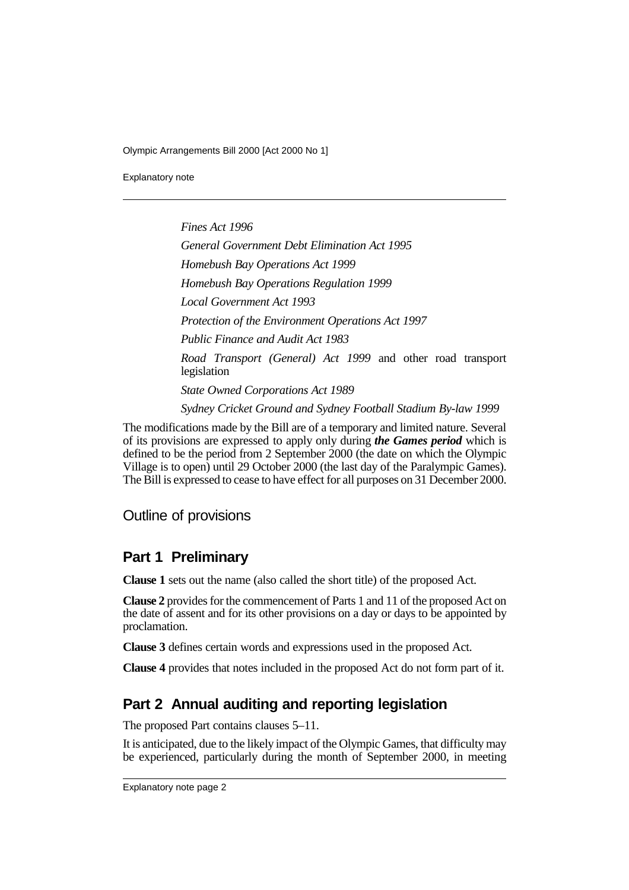*Fines Act 1996*

*General Government Debt Elimination Act 1995*

*Homebush Bay Operations Act 1999*

*Homebush Bay Operations Regulation 1999*

*Local Government Act 1993*

*Protection of the Environment Operations Act 1997*

*Public Finance and Audit Act 1983*

*Road Transport (General) Act 1999* and other road transport legislation

*State Owned Corporations Act 1989*

*Sydney Cricket Ground and Sydney Football Stadium By-law 1999*

The modifications made by the Bill are of a temporary and limited nature. Several of its provisions are expressed to apply only during ***the Games period*** which is defined to be the period from 2 September 2000 (the date on which the Olympic Village is to open) until 29 October 2000 (the last day of the Paralympic Games). The Bill is expressed to cease to have effect for all purposes on 31 December 2000.

## Outline of provisions

## Part 1 Preliminary

**Clause 1** sets out the name (also called the short title) of the proposed Act.

**Clause 2** provides for the commencement of Parts 1 and 11 of the proposed Act on the date of assent and for its other provisions on a day or days to be appointed by proclamation.

**Clause 3** defines certain words and expressions used in the proposed Act.

**Clause 4** provides that notes included in the proposed Act do not form part of it.

## Part 2 Annual auditing and reporting legislation

The proposed Part contains clauses 5–11.

It is anticipated, due to the likely impact of the Olympic Games, that difficulty may be experienced, particularly during the month of September 2000, in meeting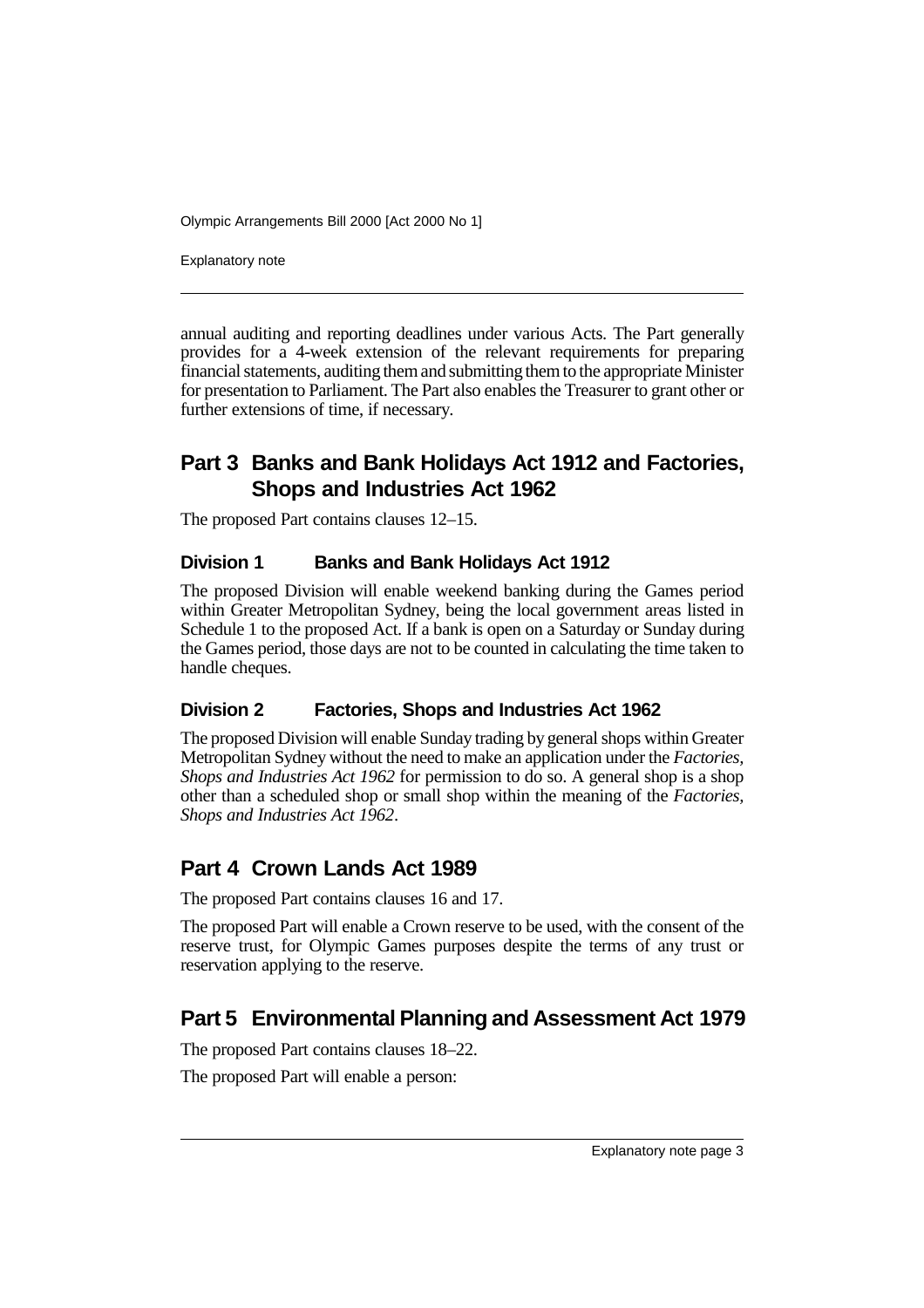annual auditing and reporting deadlines under various Acts. The Part generally provides for a 4-week extension of the relevant requirements for preparing financial statements, auditing them and submitting them to the appropriate Minister for presentation to Parliament. The Part also enables the Treasurer to grant other or further extensions of time, if necessary.

## Part 3 Banks and Bank Holidays Act 1912 and Factories, Shops and Industries Act 1962

The proposed Part contains clauses 12–15.

### Division 1 Banks and Bank Holidays Act 1912

The proposed Division will enable weekend banking during the Games period within Greater Metropolitan Sydney, being the local government areas listed in Schedule 1 to the proposed Act. If a bank is open on a Saturday or Sunday during the Games period, those days are not to be counted in calculating the time taken to handle cheques.

### Division 2 Factories, Shops and Industries Act 1962

The proposed Division will enable Sunday trading by general shops within Greater Metropolitan Sydney without the need to make an application under the *Factories, Shops and Industries Act 1962* for permission to do so. A general shop is a shop other than a scheduled shop or small shop within the meaning of the *Factories, Shops and Industries Act 1962*.

## Part 4 Crown Lands Act 1989

The proposed Part contains clauses 16 and 17.

The proposed Part will enable a Crown reserve to be used, with the consent of the reserve trust, for Olympic Games purposes despite the terms of any trust or reservation applying to the reserve.

## Part 5 Environmental Planning and Assessment Act 1979

The proposed Part contains clauses 18–22.

The proposed Part will enable a person: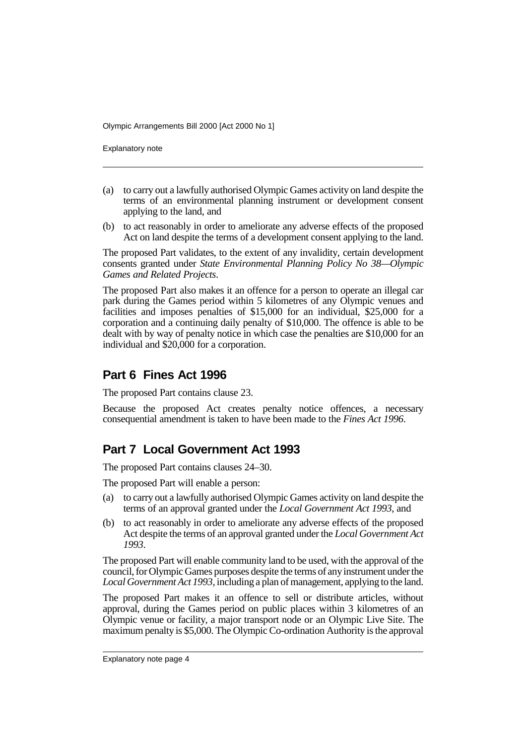(a) to carry out a lawfully authorised Olympic Games activity on land despite the terms of an environmental planning instrument or development consent applying to the land, and

(b) to act reasonably in order to ameliorate any adverse effects of the proposed Act on land despite the terms of a development consent applying to the land.

The proposed Part validates, to the extent of any invalidity, certain development consents granted under *State Environmental Planning Policy No 38—Olympic Games and Related Projects*.

The proposed Part also makes it an offence for a person to operate an illegal car park during the Games period within 5 kilometres of any Olympic venues and facilities and imposes penalties of $15,000 for an individual, $25,000 for a corporation and a continuing daily penalty of $10,000. The offence is able to be dealt with by way of penalty notice in which case the penalties are $10,000 for an individual and $20,000 for a corporation.

## Part 6 Fines Act 1996

The proposed Part contains clause 23.

Because the proposed Act creates penalty notice offences, a necessary consequential amendment is taken to have been made to the *Fines Act 1996*.

## Part 7 Local Government Act 1993

The proposed Part contains clauses 24–30.

The proposed Part will enable a person:

(a) to carry out a lawfully authorised Olympic Games activity on land despite the terms of an approval granted under the *Local Government Act 1993*, and

(b) to act reasonably in order to ameliorate any adverse effects of the proposed Act despite the terms of an approval granted under the *Local Government Act 1993*.

The proposed Part will enable community land to be used, with the approval of the council, for Olympic Games purposes despite the terms of any instrument under the *Local Government Act 1993*, including a plan of management, applying to the land.

The proposed Part makes it an offence to sell or distribute articles, without approval, during the Games period on public places within 3 kilometres of an Olympic venue or facility, a major transport node or an Olympic Live Site. The maximum penalty is $5,000. The Olympic Co-ordination Authority is the approval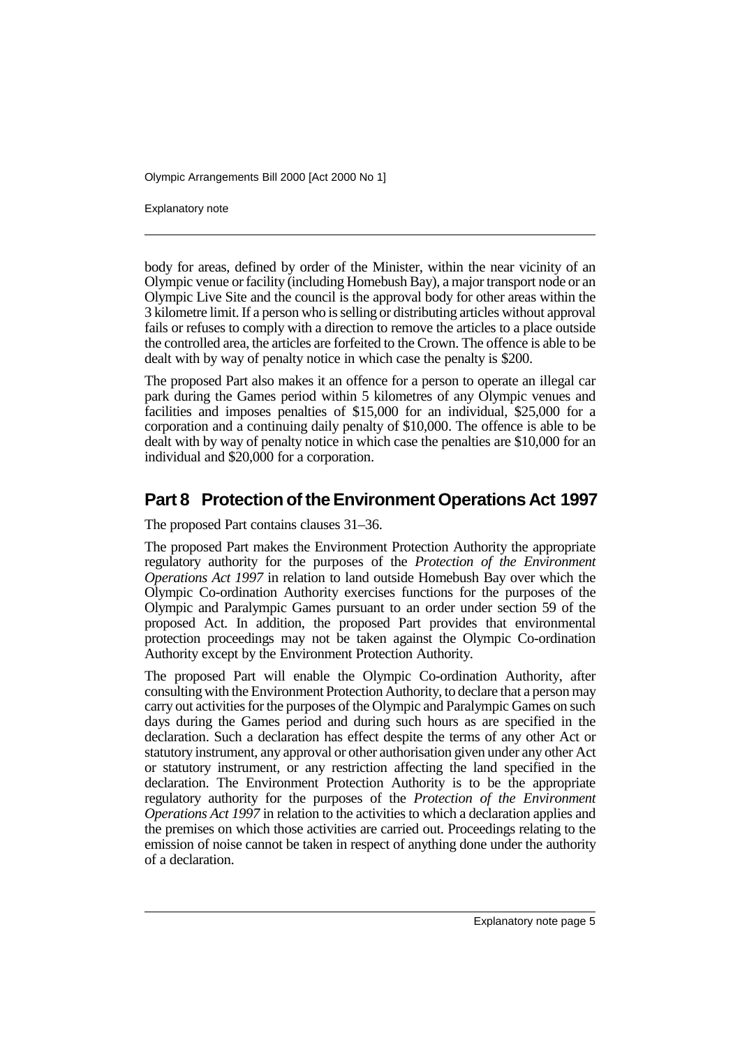body for areas, defined by order of the Minister, within the near vicinity of an Olympic venue or facility (including Homebush Bay), a major transport node or an Olympic Live Site and the council is the approval body for other areas within the 3 kilometre limit. If a person who is selling or distributing articles without approval fails or refuses to comply with a direction to remove the articles to a place outside the controlled area, the articles are forfeited to the Crown. The offence is able to be dealt with by way of penalty notice in which case the penalty is $200.

The proposed Part also makes it an offence for a person to operate an illegal car park during the Games period within 5 kilometres of any Olympic venues and facilities and imposes penalties of $15,000 for an individual, $25,000 for a corporation and a continuing daily penalty of $10,000. The offence is able to be dealt with by way of penalty notice in which case the penalties are $10,000 for an individual and $20,000 for a corporation.

## Part 8 Protection of the Environment Operations Act 1997

The proposed Part contains clauses 31–36.

The proposed Part makes the Environment Protection Authority the appropriate regulatory authority for the purposes of the *Protection of the Environment Operations Act 1997* in relation to land outside Homebush Bay over which the Olympic Co-ordination Authority exercises functions for the purposes of the Olympic and Paralympic Games pursuant to an order under section 59 of the proposed Act. In addition, the proposed Part provides that environmental protection proceedings may not be taken against the Olympic Co-ordination Authority except by the Environment Protection Authority.

The proposed Part will enable the Olympic Co-ordination Authority, after consulting with the Environment Protection Authority, to declare that a person may carry out activities for the purposes of the Olympic and Paralympic Games on such days during the Games period and during such hours as are specified in the declaration. Such a declaration has effect despite the terms of any other Act or statutory instrument, any approval or other authorisation given under any other Act or statutory instrument, or any restriction affecting the land specified in the declaration. The Environment Protection Authority is to be the appropriate regulatory authority for the purposes of the *Protection of the Environment Operations Act 1997* in relation to the activities to which a declaration applies and the premises on which those activities are carried out. Proceedings relating to the emission of noise cannot be taken in respect of anything done under the authority of a declaration.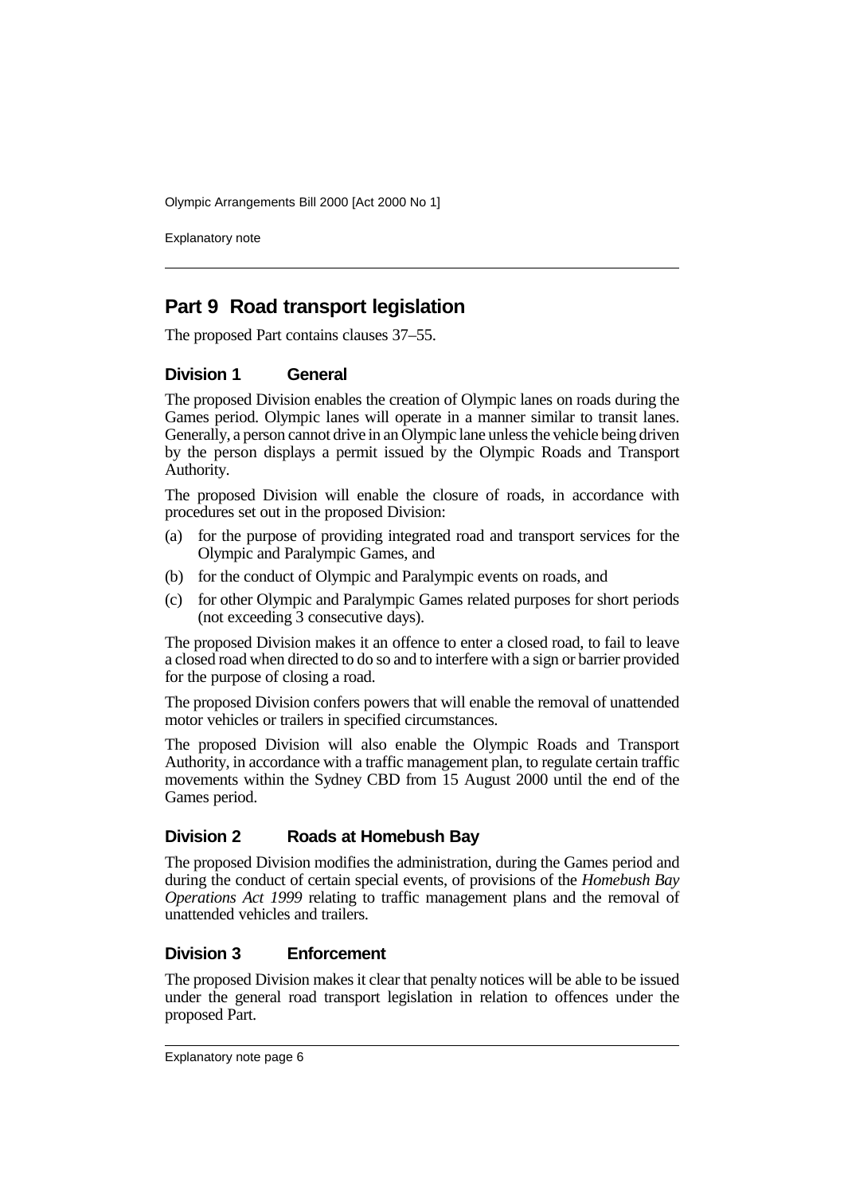## Part 9 Road transport legislation

The proposed Part contains clauses 37–55.

### Division 1 General

The proposed Division enables the creation of Olympic lanes on roads during the Games period. Olympic lanes will operate in a manner similar to transit lanes. Generally, a person cannot drive in an Olympic lane unless the vehicle being driven by the person displays a permit issued by the Olympic Roads and Transport Authority.

The proposed Division will enable the closure of roads, in accordance with procedures set out in the proposed Division:

(a) for the purpose of providing integrated road and transport services for the Olympic and Paralympic Games, and

(b) for the conduct of Olympic and Paralympic events on roads, and

(c) for other Olympic and Paralympic Games related purposes for short periods (not exceeding 3 consecutive days).

The proposed Division makes it an offence to enter a closed road, to fail to leave a closed road when directed to do so and to interfere with a sign or barrier provided for the purpose of closing a road.

The proposed Division confers powers that will enable the removal of unattended motor vehicles or trailers in specified circumstances.

The proposed Division will also enable the Olympic Roads and Transport Authority, in accordance with a traffic management plan, to regulate certain traffic movements within the Sydney CBD from 15 August 2000 until the end of the Games period.

### Division 2 Roads at Homebush Bay

The proposed Division modifies the administration, during the Games period and during the conduct of certain special events, of provisions of the *Homebush Bay Operations Act 1999* relating to traffic management plans and the removal of unattended vehicles and trailers.

### Division 3 Enforcement

The proposed Division makes it clear that penalty notices will be able to be issued under the general road transport legislation in relation to offences under the proposed Part.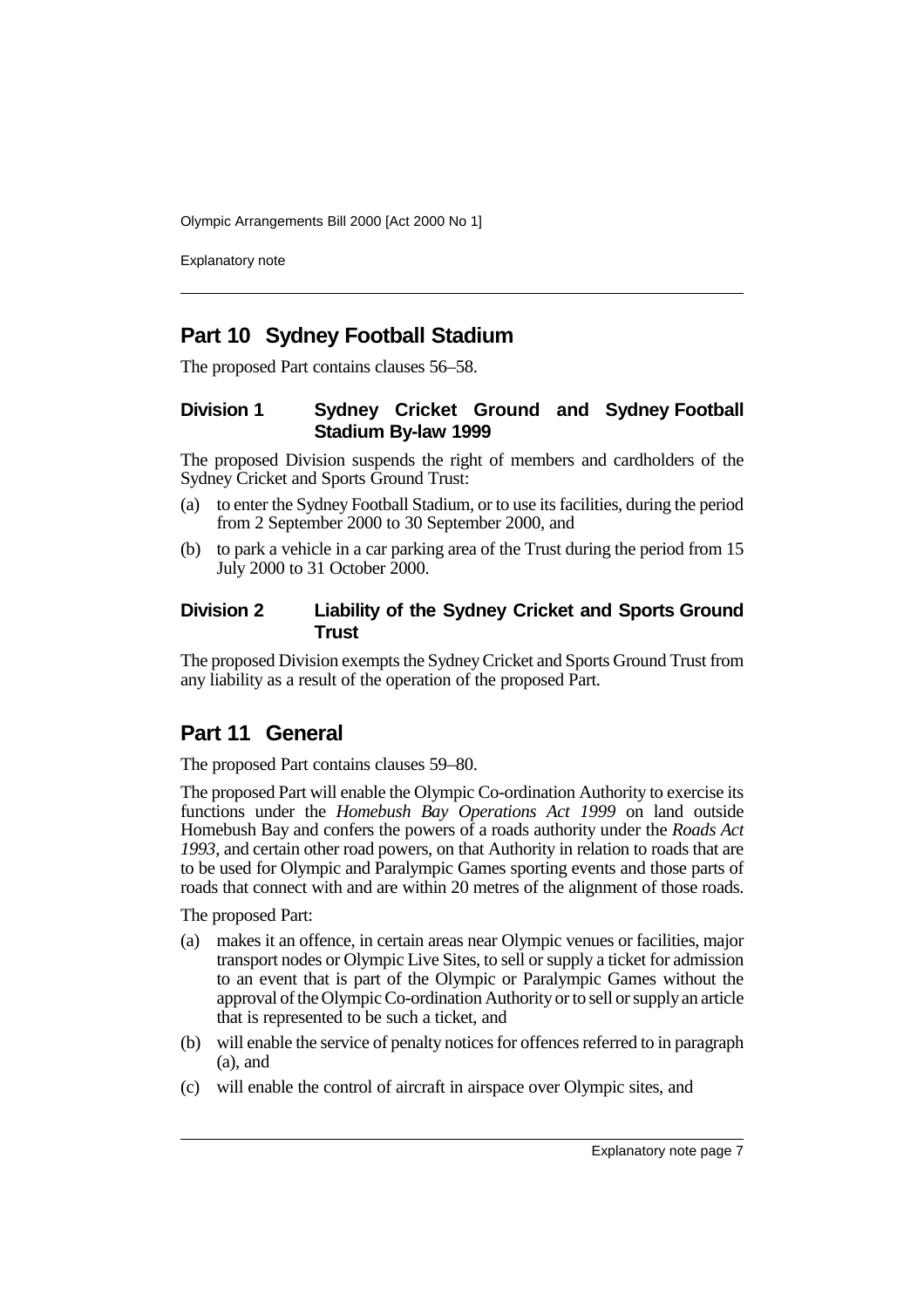## Part 10 Sydney Football Stadium

The proposed Part contains clauses 56–58.

### Division 1 Sydney Cricket Ground and Sydney Football Stadium By-law 1999

The proposed Division suspends the right of members and cardholders of the Sydney Cricket and Sports Ground Trust:

(a) to enter the Sydney Football Stadium, or to use its facilities, during the period from 2 September 2000 to 30 September 2000, and

(b) to park a vehicle in a car parking area of the Trust during the period from 15 July 2000 to 31 October 2000.

### Division 2 Liability of the Sydney Cricket and Sports Ground Trust

The proposed Division exempts the Sydney Cricket and Sports Ground Trust from any liability as a result of the operation of the proposed Part.

## Part 11 General

The proposed Part contains clauses 59–80.

The proposed Part will enable the Olympic Co-ordination Authority to exercise its functions under the *Homebush Bay Operations Act 1999* on land outside Homebush Bay and confers the powers of a roads authority under the *Roads Act 1993*, and certain other road powers, on that Authority in relation to roads that are to be used for Olympic and Paralympic Games sporting events and those parts of roads that connect with and are within 20 metres of the alignment of those roads.

The proposed Part:

(a) makes it an offence, in certain areas near Olympic venues or facilities, major transport nodes or Olympic Live Sites, to sell or supply a ticket for admission to an event that is part of the Olympic or Paralympic Games without the approval of the Olympic Co-ordination Authority or to sell or supply an article that is represented to be such a ticket, and

(b) will enable the service of penalty notices for offences referred to in paragraph (a), and

(c) will enable the control of aircraft in airspace over Olympic sites, and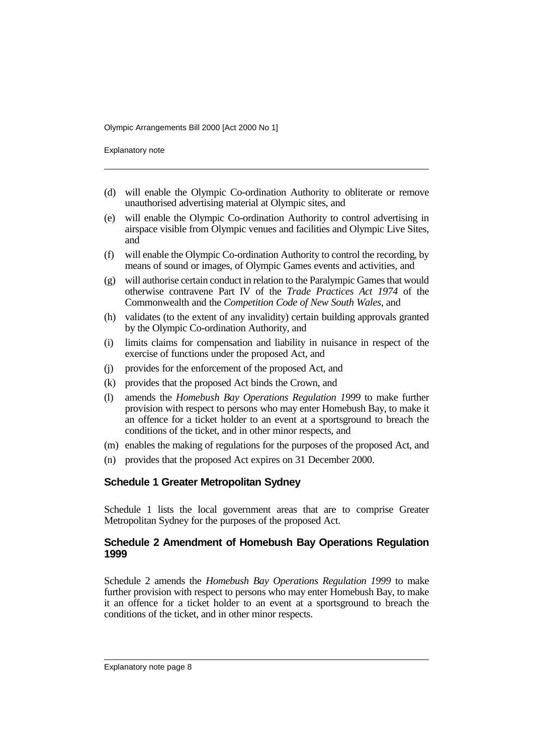(d) will enable the Olympic Co-ordination Authority to obliterate or remove unauthorised advertising material at Olympic sites, and

(e) will enable the Olympic Co-ordination Authority to control advertising in airspace visible from Olympic venues and facilities and Olympic Live Sites, and

(f) will enable the Olympic Co-ordination Authority to control the recording, by means of sound or images, of Olympic Games events and activities, and

(g) will authorise certain conduct in relation to the Paralympic Games that would otherwise contravene Part IV of the *Trade Practices Act 1974* of the Commonwealth and the *Competition Code of New South Wales*, and

(h) validates (to the extent of any invalidity) certain building approvals granted by the Olympic Co-ordination Authority, and

(i) limits claims for compensation and liability in nuisance in respect of the exercise of functions under the proposed Act, and

(j) provides for the enforcement of the proposed Act, and

(k) provides that the proposed Act binds the Crown, and

(l) amends the *Homebush Bay Operations Regulation 1999* to make further provision with respect to persons who may enter Homebush Bay, to make it an offence for a ticket holder to an event at a sportsground to breach the conditions of the ticket, and in other minor respects, and

(m) enables the making of regulations for the purposes of the proposed Act, and

(n) provides that the proposed Act expires on 31 December 2000.

### Schedule 1 Greater Metropolitan Sydney

Schedule 1 lists the local government areas that are to comprise Greater Metropolitan Sydney for the purposes of the proposed Act.

### Schedule 2 Amendment of Homebush Bay Operations Regulation 1999

Schedule 2 amends the *Homebush Bay Operations Regulation 1999* to make further provision with respect to persons who may enter Homebush Bay, to make it an offence for a ticket holder to an event at a sportsground to breach the conditions of the ticket, and in other minor respects.